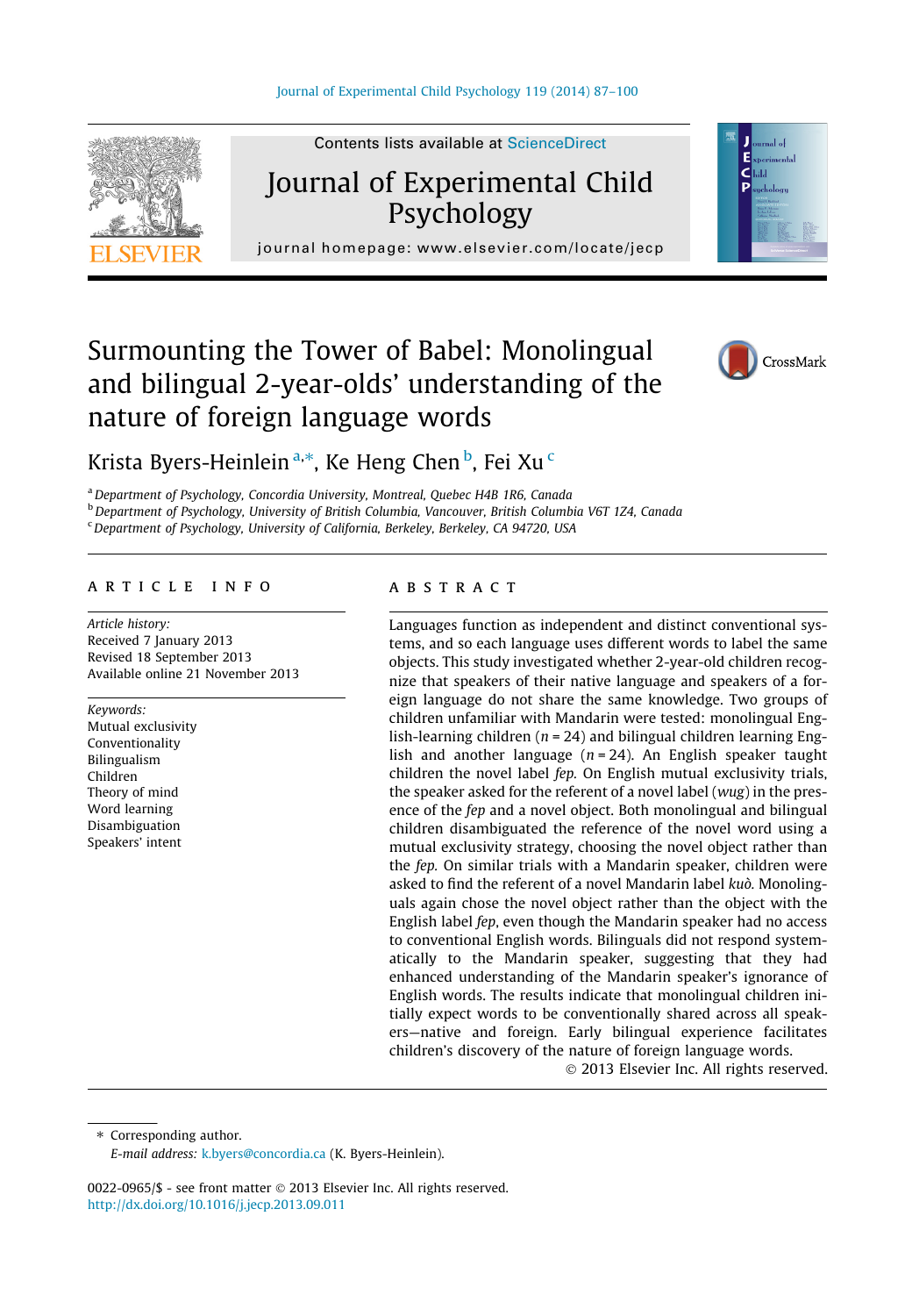Contents lists available at ScienceDirect

# Journal of Experimental Child Psychology

journal homepage: www.elsevier.com/locate/jecp

# Surmounting the Tower of Babel: Monolingual and bilingual 2-year-olds' understanding of the nature of foreign language words

Krista Byers-Heinlein [a,*], Ke Heng Chen [b], Fei Xu [c]

[a] Department of Psychology, Concordia University, Montreal, Quebec H4B 1R6, Canada
[b] Department of Psychology, University of British Columbia, Vancouver, British Columbia V6T 1Z4, Canada
[c] Department of Psychology, University of California, Berkeley, Berkeley, CA 94720, USA

## ARTICLE INFO

*Article history:*
Received 7 January 2013
Revised 18 September 2013
Available online 21 November 2013

*Keywords:*
Mutual exclusivity
Conventionality
Bilingualism
Children
Theory of mind
Word learning
Disambiguation
Speakers' intent

## ABSTRACT

Languages function as independent and distinct conventional systems, and so each language uses different words to label the same objects. This study investigated whether 2-year-old children recognize that speakers of their native language and speakers of a foreign language do not share the same knowledge. Two groups of children unfamiliar with Mandarin were tested: monolingual English-learning children ($n = 24$) and bilingual children learning English and another language ($n = 24$). An English speaker taught children the novel label *fep*. On English mutual exclusivity trials, the speaker asked for the referent of a novel label (*wug*) in the presence of the *fep* and a novel object. Both monolingual and bilingual children disambiguated the reference of the novel word using a mutual exclusivity strategy, choosing the novel object rather than the *fep*. On similar trials with a Mandarin speaker, children were asked to find the referent of a novel Mandarin label *kuò*. Monolinguals again chose the novel object rather than the object with the English label *fep*, even though the Mandarin speaker had no access to conventional English words. Bilinguals did not respond systematically to the Mandarin speaker, suggesting that they had enhanced understanding of the Mandarin speaker's ignorance of English words. The results indicate that monolingual children initially expect words to be conventionally shared across all speakers—native and foreign. Early bilingual experience facilitates children's discovery of the nature of foreign language words.

© 2013 Elsevier Inc. All rights reserved.

---

* Corresponding author.
*E-mail address:* k.byers@concordia.ca (K. Byers-Heinlein).

0022-0965/$ - see front matter © 2013 Elsevier Inc. All rights reserved.
http://dx.doi.org/10.1016/j.jecp.2013.09.011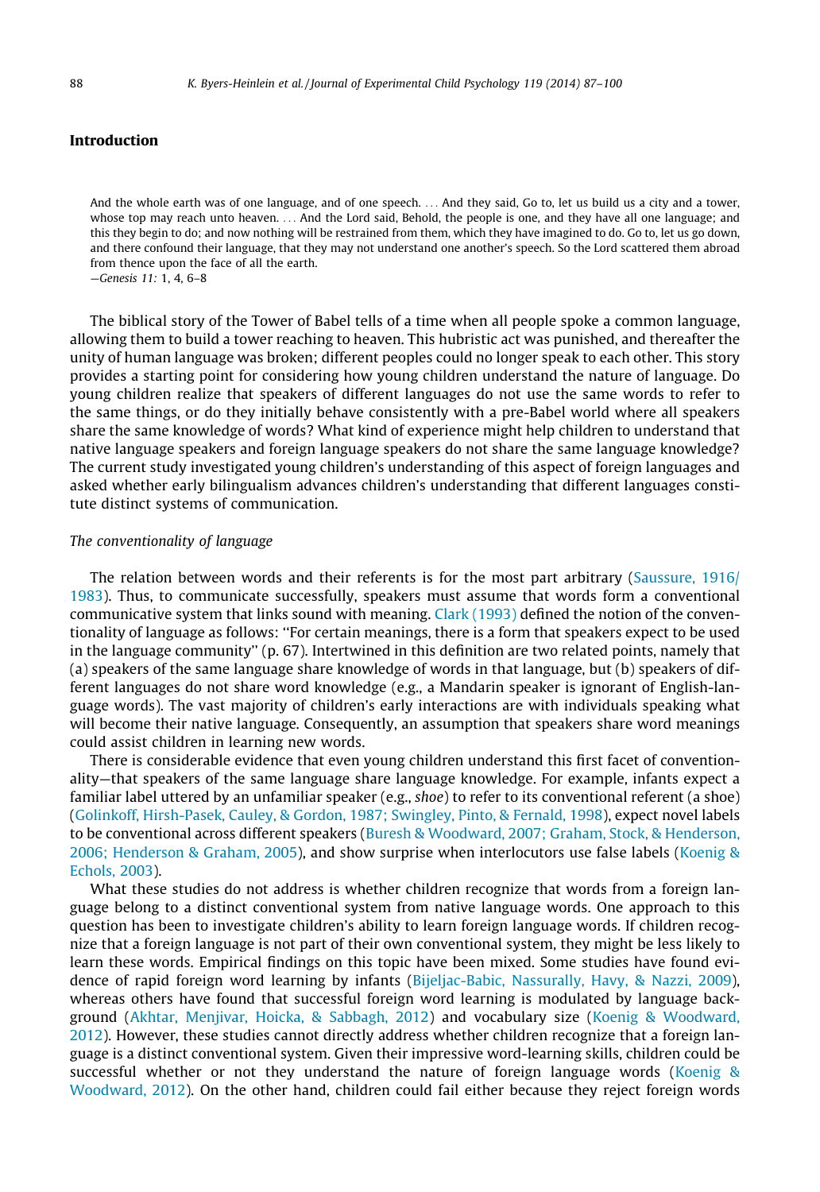## Introduction

> And the whole earth was of one language, and of one speech. . . . And they said, Go to, let us build us a city and a tower, whose top may reach unto heaven. . . . And the Lord said, Behold, the people is one, and they have all one language; and this they begin to do; and now nothing will be restrained from them, which they have imagined to do. Go to, let us go down, and there confound their language, that they may not understand one another's speech. So the Lord scattered them abroad from thence upon the face of all the earth.
>
> —*Genesis 11:* 1, 4, 6–8

The biblical story of the Tower of Babel tells of a time when all people spoke a common language, allowing them to build a tower reaching to heaven. This hubristic act was punished, and thereafter the unity of human language was broken; different peoples could no longer speak to each other. This story provides a starting point for considering how young children understand the nature of language. Do young children realize that speakers of different languages do not use the same words to refer to the same things, or do they initially behave consistently with a pre-Babel world where all speakers share the same knowledge of words? What kind of experience might help children to understand that native language speakers and foreign language speakers do not share the same language knowledge? The current study investigated young children's understanding of this aspect of foreign languages and asked whether early bilingualism advances children's understanding that different languages constitute distinct systems of communication.

### *The conventionality of language*

The relation between words and their referents is for the most part arbitrary (Saussure, 1916/1983). Thus, to communicate successfully, speakers must assume that words form a conventional communicative system that links sound with meaning. Clark (1993) defined the notion of the conventionality of language as follows: "For certain meanings, there is a form that speakers expect to be used in the language community" (p. 67). Intertwined in this definition are two related points, namely that (a) speakers of the same language share knowledge of words in that language, but (b) speakers of different languages do not share word knowledge (e.g., a Mandarin speaker is ignorant of English-language words). The vast majority of children's early interactions are with individuals speaking what will become their native language. Consequently, an assumption that speakers share word meanings could assist children in learning new words.

There is considerable evidence that even young children understand this first facet of conventionality—that speakers of the same language share language knowledge. For example, infants expect a familiar label uttered by an unfamiliar speaker (e.g., *shoe*) to refer to its conventional referent (a shoe) (Golinkoff, Hirsh-Pasek, Cauley, & Gordon, 1987; Swingley, Pinto, & Fernald, 1998), expect novel labels to be conventional across different speakers (Buresh & Woodward, 2007; Graham, Stock, & Henderson, 2006; Henderson & Graham, 2005), and show surprise when interlocutors use false labels (Koenig & Echols, 2003).

What these studies do not address is whether children recognize that words from a foreign language belong to a distinct conventional system from native language words. One approach to this question has been to investigate children's ability to learn foreign language words. If children recognize that a foreign language is not part of their own conventional system, they might be less likely to learn these words. Empirical findings on this topic have been mixed. Some studies have found evidence of rapid foreign word learning by infants (Bijeljac-Babic, Nassurally, Havy, & Nazzi, 2009), whereas others have found that successful foreign word learning is modulated by language background (Akhtar, Menjivar, Hoicka, & Sabbagh, 2012) and vocabulary size (Koenig & Woodward, 2012). However, these studies cannot directly address whether children recognize that a foreign language is a distinct conventional system. Given their impressive word-learning skills, children could be successful whether or not they understand the nature of foreign language words (Koenig & Woodward, 2012). On the other hand, children could fail either because they reject foreign words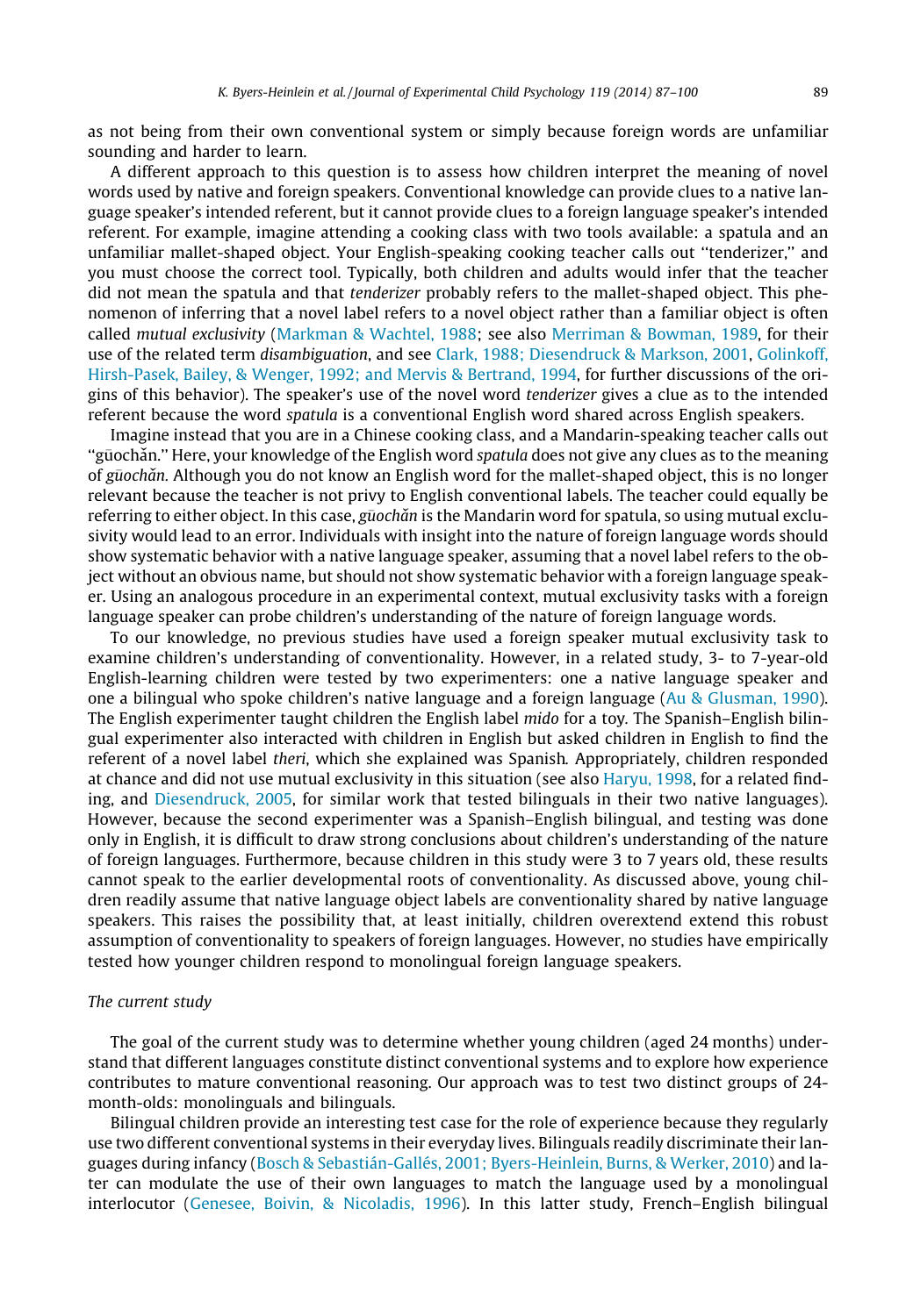as not being from their own conventional system or simply because foreign words are unfamiliar sounding and harder to learn.

A different approach to this question is to assess how children interpret the meaning of novel words used by native and foreign speakers. Conventional knowledge can provide clues to a native language speaker's intended referent, but it cannot provide clues to a foreign language speaker's intended referent. For example, imagine attending a cooking class with two tools available: a spatula and an unfamiliar mallet-shaped object. Your English-speaking cooking teacher calls out "tenderizer," and you must choose the correct tool. Typically, both children and adults would infer that the teacher did not mean the spatula and that *tenderizer* probably refers to the mallet-shaped object. This phenomenon of inferring that a novel label refers to a novel object rather than a familiar object is often called *mutual exclusivity* (Markman & Wachtel, 1988; see also Merriman & Bowman, 1989, for their use of the related term *disambiguation*, and see Clark, 1988; Diesendruck & Markson, 2001, Golinkoff, Hirsh-Pasek, Bailey, & Wenger, 1992; and Mervis & Bertrand, 1994, for further discussions of the origins of this behavior). The speaker's use of the novel word *tenderizer* gives a clue as to the intended referent because the word *spatula* is a conventional English word shared across English speakers.

Imagine instead that you are in a Chinese cooking class, and a Mandarin-speaking teacher calls out "gūochǎn." Here, your knowledge of the English word *spatula* does not give any clues as to the meaning of *gūochǎn*. Although you do not know an English word for the mallet-shaped object, this is no longer relevant because the teacher is not privy to English conventional labels. The teacher could equally be referring to either object. In this case, *gūochǎn* is the Mandarin word for spatula, so using mutual exclusivity would lead to an error. Individuals with insight into the nature of foreign language words should show systematic behavior with a native language speaker, assuming that a novel label refers to the object without an obvious name, but should not show systematic behavior with a foreign language speaker. Using an analogous procedure in an experimental context, mutual exclusivity tasks with a foreign language speaker can probe children's understanding of the nature of foreign language words.

To our knowledge, no previous studies have used a foreign speaker mutual exclusivity task to examine children's understanding of conventionality. However, in a related study, 3- to 7-year-old English-learning children were tested by two experimenters: one a native language speaker and one a bilingual who spoke children's native language and a foreign language (Au & Glusman, 1990). The English experimenter taught children the English label *mido* for a toy. The Spanish–English bilingual experimenter also interacted with children in English but asked children in English to find the referent of a novel label *theri*, which she explained was Spanish. Appropriately, children responded at chance and did not use mutual exclusivity in this situation (see also Haryu, 1998, for a related finding, and Diesendruck, 2005, for similar work that tested bilinguals in their two native languages). However, because the second experimenter was a Spanish–English bilingual, and testing was done only in English, it is difficult to draw strong conclusions about children's understanding of the nature of foreign languages. Furthermore, because children in this study were 3 to 7 years old, these results cannot speak to the earlier developmental roots of conventionality. As discussed above, young children readily assume that native language object labels are conventionality shared by native language speakers. This raises the possibility that, at least initially, children overextend extend this robust assumption of conventionality to speakers of foreign languages. However, no studies have empirically tested how younger children respond to monolingual foreign language speakers.

### *The current study*

The goal of the current study was to determine whether young children (aged 24 months) understand that different languages constitute distinct conventional systems and to explore how experience contributes to mature conventional reasoning. Our approach was to test two distinct groups of 24-month-olds: monolinguals and bilinguals.

Bilingual children provide an interesting test case for the role of experience because they regularly use two different conventional systems in their everyday lives. Bilinguals readily discriminate their languages during infancy (Bosch & Sebastián-Gallés, 2001; Byers-Heinlein, Burns, & Werker, 2010) and later can modulate the use of their own languages to match the language used by a monolingual interlocutor (Genesee, Boivin, & Nicoladis, 1996). In this latter study, French–English bilingual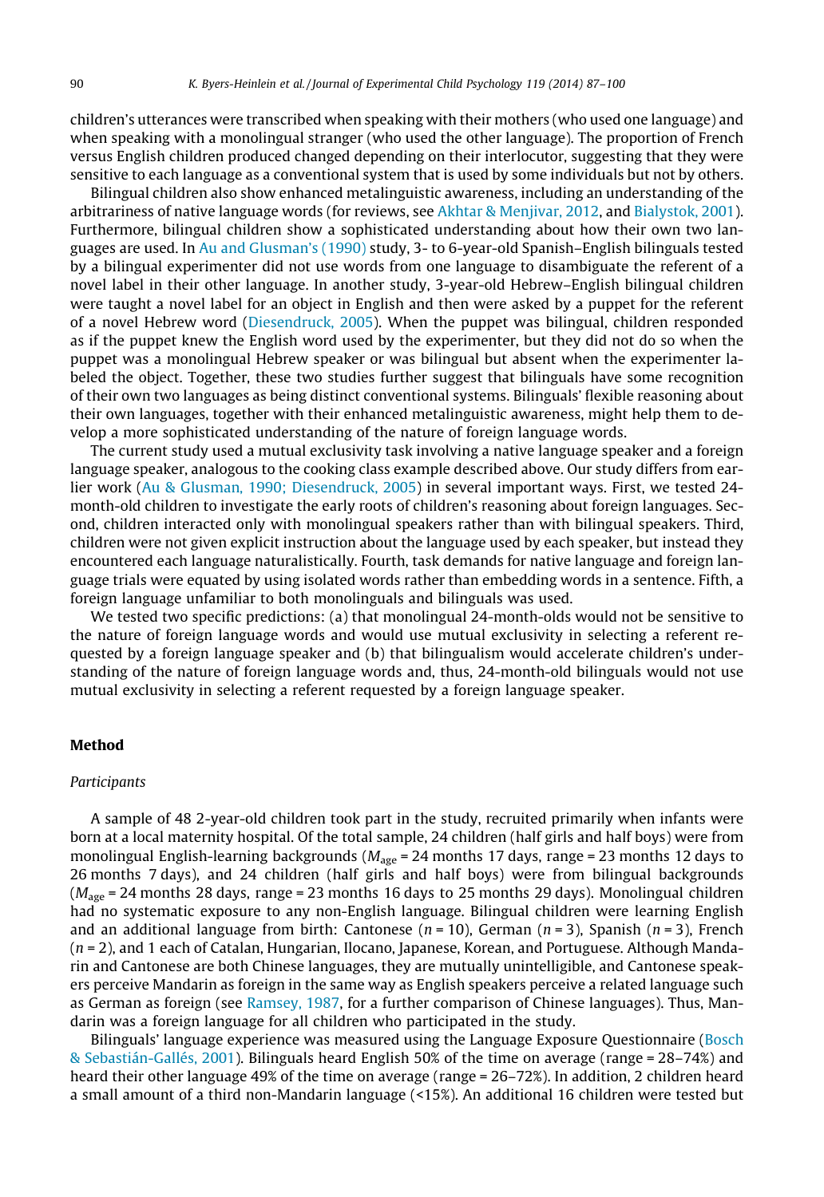children's utterances were transcribed when speaking with their mothers (who used one language) and when speaking with a monolingual stranger (who used the other language). The proportion of French versus English children produced changed depending on their interlocutor, suggesting that they were sensitive to each language as a conventional system that is used by some individuals but not by others.

Bilingual children also show enhanced metalinguistic awareness, including an understanding of the arbitrariness of native language words (for reviews, see Akhtar & Menjivar, 2012, and Bialystok, 2001). Furthermore, bilingual children show a sophisticated understanding about how their own two languages are used. In Au and Glusman's (1990) study, 3- to 6-year-old Spanish–English bilinguals tested by a bilingual experimenter did not use words from one language to disambiguate the referent of a novel label in their other language. In another study, 3-year-old Hebrew–English bilingual children were taught a novel label for an object in English and then were asked by a puppet for the referent of a novel Hebrew word (Diesendruck, 2005). When the puppet was bilingual, children responded as if the puppet knew the English word used by the experimenter, but they did not do so when the puppet was a monolingual Hebrew speaker or was bilingual but absent when the experimenter labeled the object. Together, these two studies further suggest that bilinguals have some recognition of their own two languages as being distinct conventional systems. Bilinguals' flexible reasoning about their own languages, together with their enhanced metalinguistic awareness, might help them to develop a more sophisticated understanding of the nature of foreign language words.

The current study used a mutual exclusivity task involving a native language speaker and a foreign language speaker, analogous to the cooking class example described above. Our study differs from earlier work (Au & Glusman, 1990; Diesendruck, 2005) in several important ways. First, we tested 24-month-old children to investigate the early roots of children's reasoning about foreign languages. Second, children interacted only with monolingual speakers rather than with bilingual speakers. Third, children were not given explicit instruction about the language used by each speaker, but instead they encountered each language naturalistically. Fourth, task demands for native language and foreign language trials were equated by using isolated words rather than embedding words in a sentence. Fifth, a foreign language unfamiliar to both monolinguals and bilinguals was used.

We tested two specific predictions: (a) that monolingual 24-month-olds would not be sensitive to the nature of foreign language words and would use mutual exclusivity in selecting a referent requested by a foreign language speaker and (b) that bilingualism would accelerate children's understanding of the nature of foreign language words and, thus, 24-month-old bilinguals would not use mutual exclusivity in selecting a referent requested by a foreign language speaker.

## Method

### *Participants*

A sample of 48 2-year-old children took part in the study, recruited primarily when infants were born at a local maternity hospital. Of the total sample, 24 children (half girls and half boys) were from monolingual English-learning backgrounds ($M_{age}$ = 24 months 17 days, range = 23 months 12 days to 26 months 7 days), and 24 children (half girls and half boys) were from bilingual backgrounds ($M_{age}$ = 24 months 28 days, range = 23 months 16 days to 25 months 29 days). Monolingual children had no systematic exposure to any non-English language. Bilingual children were learning English and an additional language from birth: Cantonese ($n$ = 10), German ($n$ = 3), Spanish ($n$ = 3), French ($n$ = 2), and 1 each of Catalan, Hungarian, Ilocano, Japanese, Korean, and Portuguese. Although Mandarin and Cantonese are both Chinese languages, they are mutually unintelligible, and Cantonese speakers perceive Mandarin as foreign in the same way as English speakers perceive a related language such as German as foreign (see Ramsey, 1987, for a further comparison of Chinese languages). Thus, Mandarin was a foreign language for all children who participated in the study.

Bilinguals' language experience was measured using the Language Exposure Questionnaire (Bosch & Sebastián-Gallés, 2001). Bilinguals heard English 50% of the time on average (range = 28–74%) and heard their other language 49% of the time on average (range = 26–72%). In addition, 2 children heard a small amount of a third non-Mandarin language (<15%). An additional 16 children were tested but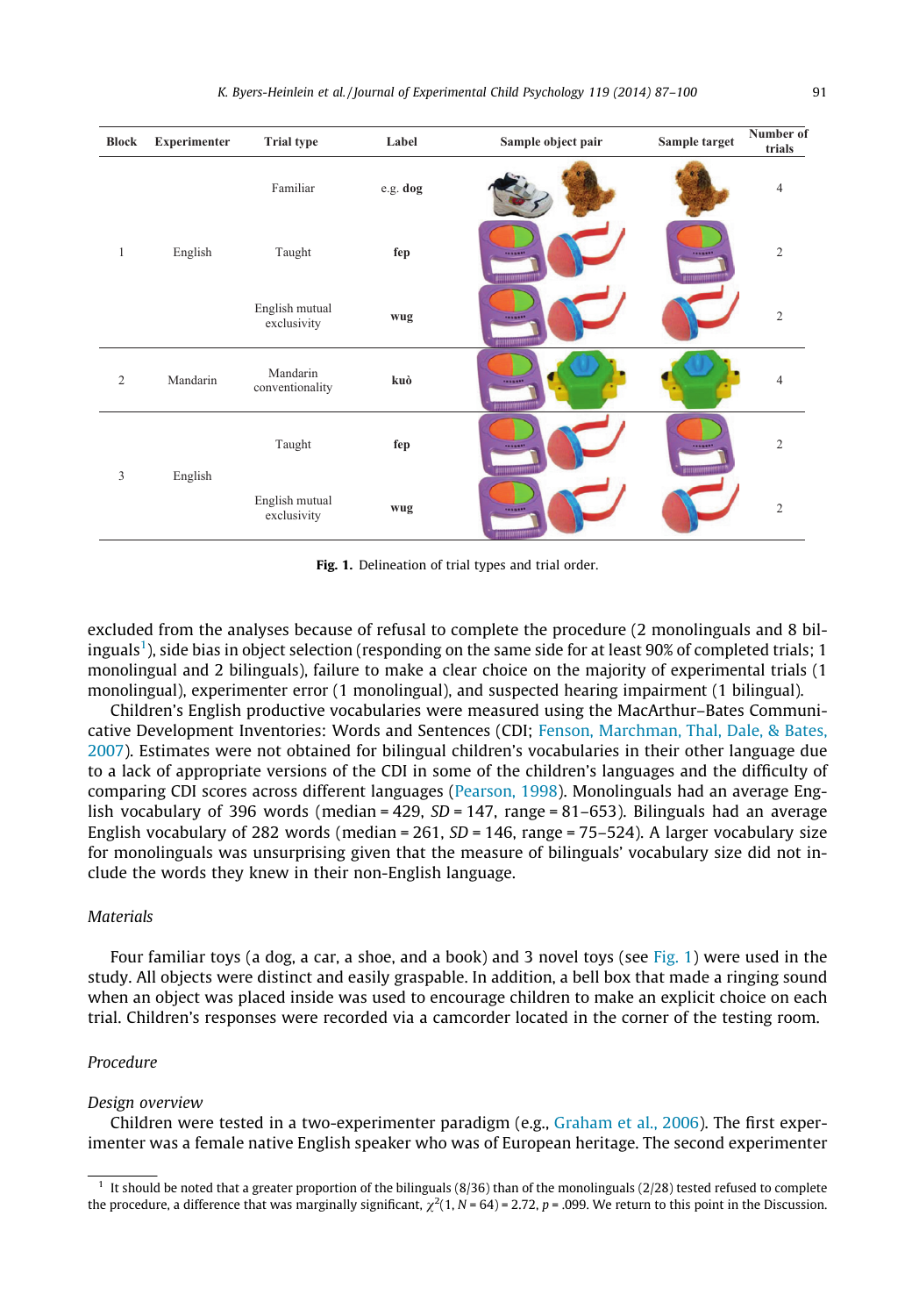| Block | Experimenter | Trial type | Label | Sample object pair | Sample target | Number of trials |
|---|---|---|---|---|---|---|
| 1 | English | Familiar | e.g. **dog** | | | 4 |
| | | Taught | **fep** | | | 2 |
| | | English mutual exclusivity | **wug** | | | 2 |
| 2 | Mandarin | Mandarin conventionality | **kuò** | | | 4 |
| 3 | English | Taught | **fep** | | | 2 |
| | | English mutual exclusivity | **wug** | | | 2 |

**Fig. 1.** Delineation of trial types and trial order.

excluded from the analyses because of refusal to complete the procedure (2 monolinguals and 8 bilinguals[1]), side bias in object selection (responding on the same side for at least 90% of completed trials; 1 monolingual and 2 bilinguals), failure to make a clear choice on the majority of experimental trials (1 monolingual), experimenter error (1 monolingual), and suspected hearing impairment (1 bilingual).

Children's English productive vocabularies were measured using the MacArthur–Bates Communicative Development Inventories: Words and Sentences (CDI; Fenson, Marchman, Thal, Dale, & Bates, 2007). Estimates were not obtained for bilingual children's vocabularies in their other language due to a lack of appropriate versions of the CDI in some of the children's languages and the difficulty of comparing CDI scores across different languages (Pearson, 1998). Monolinguals had an average English vocabulary of 396 words (median = 429, $SD$ = 147, range = 81–653). Bilinguals had an average English vocabulary of 282 words (median = 261, $SD$ = 146, range = 75–524). A larger vocabulary size for monolinguals was unsurprising given that the measure of bilinguals' vocabulary size did not include the words they knew in their non-English language.

### *Materials*

Four familiar toys (a dog, a car, a shoe, and a book) and 3 novel toys (see Fig. 1) were used in the study. All objects were distinct and easily graspable. In addition, a bell box that made a ringing sound when an object was placed inside was used to encourage children to make an explicit choice on each trial. Children's responses were recorded via a camcorder located in the corner of the testing room.

### *Procedure*

#### *Design overview*

Children were tested in a two-experimenter paradigm (e.g., Graham et al., 2006). The first experimenter was a female native English speaker who was of European heritage. The second experimenter

[1] It should be noted that a greater proportion of the bilinguals (8/36) than of the monolinguals (2/28) tested refused to complete the procedure, a difference that was marginally significant, $\chi^2(1, N = 64) = 2.72$, $p = .099$. We return to this point in the Discussion.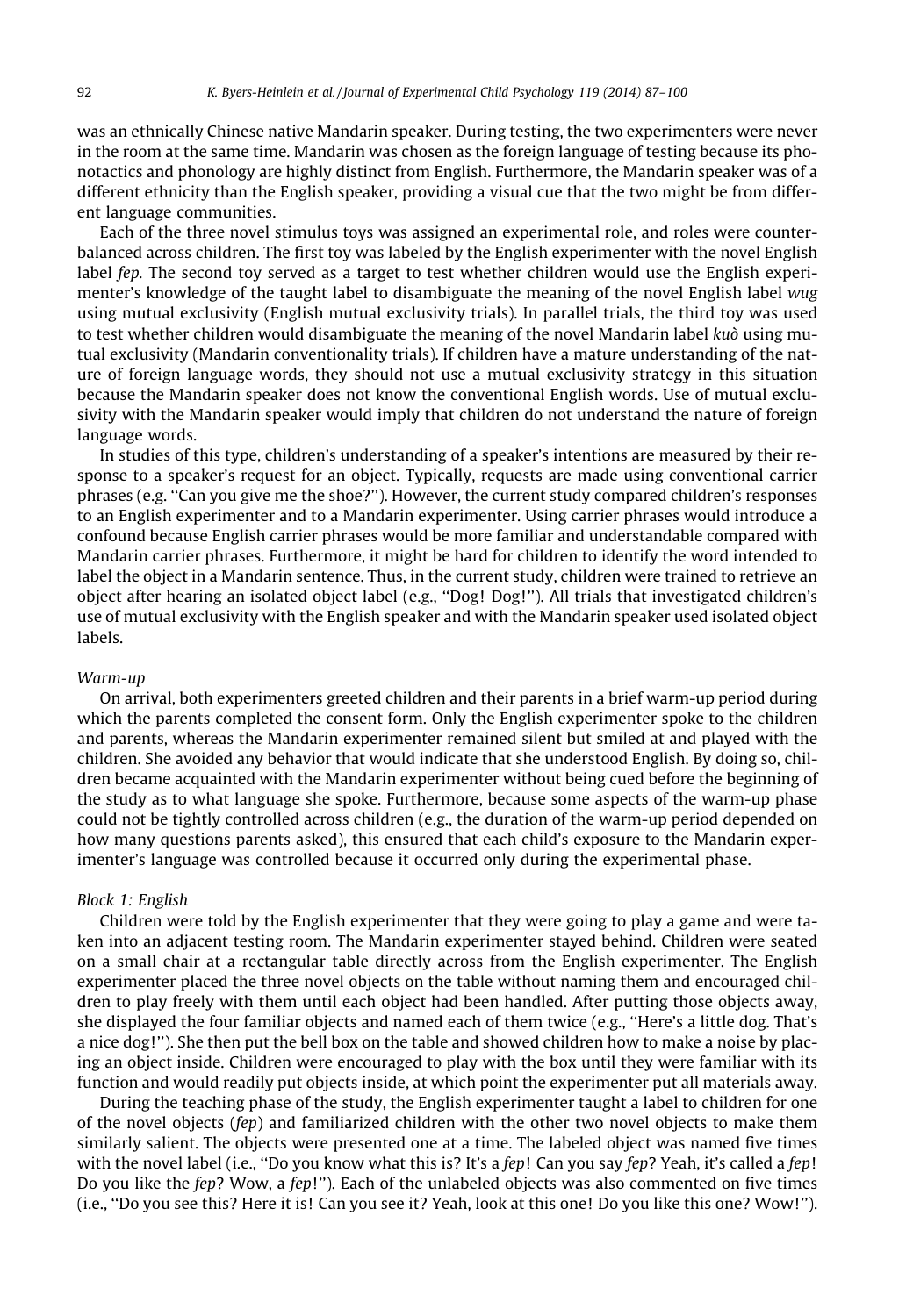was an ethnically Chinese native Mandarin speaker. During testing, the two experimenters were never in the room at the same time. Mandarin was chosen as the foreign language of testing because its phonotactics and phonology are highly distinct from English. Furthermore, the Mandarin speaker was of a different ethnicity than the English speaker, providing a visual cue that the two might be from different language communities.

Each of the three novel stimulus toys was assigned an experimental role, and roles were counterbalanced across children. The first toy was labeled by the English experimenter with the novel English label *fep.* The second toy served as a target to test whether children would use the English experimenter's knowledge of the taught label to disambiguate the meaning of the novel English label *wug* using mutual exclusivity (English mutual exclusivity trials). In parallel trials, the third toy was used to test whether children would disambiguate the meaning of the novel Mandarin label *kuò* using mutual exclusivity (Mandarin conventionality trials). If children have a mature understanding of the nature of foreign language words, they should not use a mutual exclusivity strategy in this situation because the Mandarin speaker does not know the conventional English words. Use of mutual exclusivity with the Mandarin speaker would imply that children do not understand the nature of foreign language words.

In studies of this type, children's understanding of a speaker's intentions are measured by their response to a speaker's request for an object. Typically, requests are made using conventional carrier phrases (e.g. "Can you give me the shoe?"). However, the current study compared children's responses to an English experimenter and to a Mandarin experimenter. Using carrier phrases would introduce a confound because English carrier phrases would be more familiar and understandable compared with Mandarin carrier phrases. Furthermore, it might be hard for children to identify the word intended to label the object in a Mandarin sentence. Thus, in the current study, children were trained to retrieve an object after hearing an isolated object label (e.g., "Dog! Dog!"). All trials that investigated children's use of mutual exclusivity with the English speaker and with the Mandarin speaker used isolated object labels.

*Warm-up*

On arrival, both experimenters greeted children and their parents in a brief warm-up period during which the parents completed the consent form. Only the English experimenter spoke to the children and parents, whereas the Mandarin experimenter remained silent but smiled at and played with the children. She avoided any behavior that would indicate that she understood English. By doing so, children became acquainted with the Mandarin experimenter without being cued before the beginning of the study as to what language she spoke. Furthermore, because some aspects of the warm-up phase could not be tightly controlled across children (e.g., the duration of the warm-up period depended on how many questions parents asked), this ensured that each child's exposure to the Mandarin experimenter's language was controlled because it occurred only during the experimental phase.

*Block 1: English*

Children were told by the English experimenter that they were going to play a game and were taken into an adjacent testing room. The Mandarin experimenter stayed behind. Children were seated on a small chair at a rectangular table directly across from the English experimenter. The English experimenter placed the three novel objects on the table without naming them and encouraged children to play freely with them until each object had been handled. After putting those objects away, she displayed the four familiar objects and named each of them twice (e.g., "Here's a little dog. That's a nice dog!"). She then put the bell box on the table and showed children how to make a noise by placing an object inside. Children were encouraged to play with the box until they were familiar with its function and would readily put objects inside, at which point the experimenter put all materials away.

During the teaching phase of the study, the English experimenter taught a label to children for one of the novel objects (*fep*) and familiarized children with the other two novel objects to make them similarly salient. The objects were presented one at a time. The labeled object was named five times with the novel label (i.e., "Do you know what this is? It's a *fep*! Can you say *fep*? Yeah, it's called a *fep*! Do you like the *fep*? Wow, a *fep*!"). Each of the unlabeled objects was also commented on five times (i.e., "Do you see this? Here it is! Can you see it? Yeah, look at this one! Do you like this one? Wow!").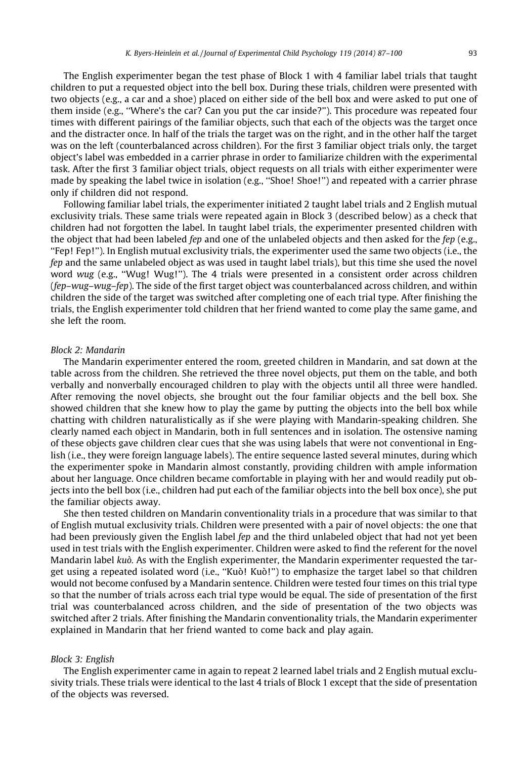The English experimenter began the test phase of Block 1 with 4 familiar label trials that taught children to put a requested object into the bell box. During these trials, children were presented with two objects (e.g., a car and a shoe) placed on either side of the bell box and were asked to put one of them inside (e.g., ''Where's the car? Can you put the car inside?''). This procedure was repeated four times with different pairings of the familiar objects, such that each of the objects was the target once and the distracter once. In half of the trials the target was on the right, and in the other half the target was on the left (counterbalanced across children). For the first 3 familiar object trials only, the target object's label was embedded in a carrier phrase in order to familiarize children with the experimental task. After the first 3 familiar object trials, object requests on all trials with either experimenter were made by speaking the label twice in isolation (e.g., ''Shoe! Shoe!'') and repeated with a carrier phrase only if children did not respond.

Following familiar label trials, the experimenter initiated 2 taught label trials and 2 English mutual exclusivity trials. These same trials were repeated again in Block 3 (described below) as a check that children had not forgotten the label. In taught label trials, the experimenter presented children with the object that had been labeled *fep* and one of the unlabeled objects and then asked for the *fep* (e.g., ''Fep! Fep!''). In English mutual exclusivity trials, the experimenter used the same two objects (i.e., the *fep* and the same unlabeled object as was used in taught label trials), but this time she used the novel word *wug* (e.g., ''Wug! Wug!''). The 4 trials were presented in a consistent order across children (*fep*–*wug*–*wug*–*fep*). The side of the first target object was counterbalanced across children, and within children the side of the target was switched after completing one of each trial type. After finishing the trials, the English experimenter told children that her friend wanted to come play the same game, and she left the room.

### *Block 2: Mandarin*

The Mandarin experimenter entered the room, greeted children in Mandarin, and sat down at the table across from the children. She retrieved the three novel objects, put them on the table, and both verbally and nonverbally encouraged children to play with the objects until all three were handled. After removing the novel objects, she brought out the four familiar objects and the bell box. She showed children that she knew how to play the game by putting the objects into the bell box while chatting with children naturalistically as if she were playing with Mandarin-speaking children. She clearly named each object in Mandarin, both in full sentences and in isolation. The ostensive naming of these objects gave children clear cues that she was using labels that were not conventional in English (i.e., they were foreign language labels). The entire sequence lasted several minutes, during which the experimenter spoke in Mandarin almost constantly, providing children with ample information about her language. Once children became comfortable in playing with her and would readily put objects into the bell box (i.e., children had put each of the familiar objects into the bell box once), she put the familiar objects away.

She then tested children on Mandarin conventionality trials in a procedure that was similar to that of English mutual exclusivity trials. Children were presented with a pair of novel objects: the one that had been previously given the English label *fep* and the third unlabeled object that had not yet been used in test trials with the English experimenter. Children were asked to find the referent for the novel Mandarin label *kuò*. As with the English experimenter, the Mandarin experimenter requested the target using a repeated isolated word (i.e., ''Kuò! Kuò!'') to emphasize the target label so that children would not become confused by a Mandarin sentence. Children were tested four times on this trial type so that the number of trials across each trial type would be equal. The side of presentation of the first trial was counterbalanced across children, and the side of presentation of the two objects was switched after 2 trials. After finishing the Mandarin conventionality trials, the Mandarin experimenter explained in Mandarin that her friend wanted to come back and play again.

### *Block 3: English*

The English experimenter came in again to repeat 2 learned label trials and 2 English mutual exclusivity trials. These trials were identical to the last 4 trials of Block 1 except that the side of presentation of the objects was reversed.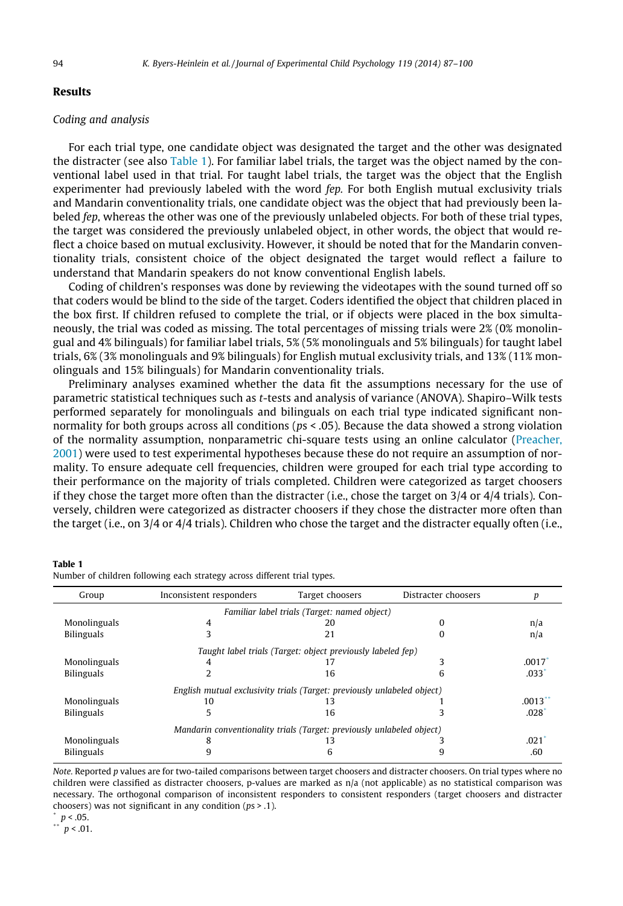## Results

### *Coding and analysis*

For each trial type, one candidate object was designated the target and the other was designated the distracter (see also Table 1). For familiar label trials, the target was the object named by the conventional label used in that trial. For taught label trials, the target was the object that the English experimenter had previously labeled with the word *fep.* For both English mutual exclusivity trials and Mandarin conventionality trials, one candidate object was the object that had previously been labeled *fep*, whereas the other was one of the previously unlabeled objects. For both of these trial types, the target was considered the previously unlabeled object, in other words, the object that would reflect a choice based on mutual exclusivity. However, it should be noted that for the Mandarin conventionality trials, consistent choice of the object designated the target would reflect a failure to understand that Mandarin speakers do not know conventional English labels.

Coding of children's responses was done by reviewing the videotapes with the sound turned off so that coders would be blind to the side of the target. Coders identified the object that children placed in the box first. If children refused to complete the trial, or if objects were placed in the box simultaneously, the trial was coded as missing. The total percentages of missing trials were 2% (0% monolingual and 4% bilinguals) for familiar label trials, 5% (5% monolinguals and 5% bilinguals) for taught label trials, 6% (3% monolinguals and 9% bilinguals) for English mutual exclusivity trials, and 13% (11% monolinguals and 15% bilinguals) for Mandarin conventionality trials.

Preliminary analyses examined whether the data fit the assumptions necessary for the use of parametric statistical techniques such as *t*-tests and analysis of variance (ANOVA). Shapiro–Wilk tests performed separately for monolinguals and bilinguals on each trial type indicated significant nonnormality for both groups across all conditions ($ps < .05$). Because the data showed a strong violation of the normality assumption, nonparametric chi-square tests using an online calculator (Preacher, 2001) were used to test experimental hypotheses because these do not require an assumption of normality. To ensure adequate cell frequencies, children were grouped for each trial type according to their performance on the majority of trials completed. Children were categorized as target choosers if they chose the target more often than the distracter (i.e., chose the target on 3/4 or 4/4 trials). Conversely, children were categorized as distracter choosers if they chose the distracter more often than the target (i.e., on 3/4 or 4/4 trials). Children who chose the target and the distracter equally often (i.e.,

**Table 1**
Number of children following each strategy across different trial types.

| Group | Inconsistent responders | Target choosers | Distracter choosers | *p* |
|---|---|---|---|---|
| *Familiar label trials (Target: named object)* | | | | |
| Monolinguals | 4 | 20 | 0 | n/a |
| Bilinguals | 3 | 21 | 0 | n/a |
| *Taught label trials (Target: object previously labeled fep)* | | | | |
| Monolinguals | 4 | 17 | 3 | .0017* |
| Bilinguals | 2 | 16 | 6 | .033* |
| *English mutual exclusivity trials (Target: previously unlabeled object)* | | | | |
| Monolinguals | 10 | 13 | 1 | .0013** |
| Bilinguals | 5 | 16 | 3 | .028* |
| *Mandarin conventionality trials (Target: previously unlabeled object)* | | | | |
| Monolinguals | 8 | 13 | 3 | .021* |
| Bilinguals | 9 | 6 | 9 | .60 |

*Note.* Reported *p* values are for two-tailed comparisons between target choosers and distracter choosers. On trial types where no children were classified as distracter choosers, p-values are marked as n/a (not applicable) as no statistical comparison was necessary. The orthogonal comparison of inconsistent responders to consistent responders (target choosers and distracter choosers) was not significant in any condition ($ps > .1$).

\* $p < .05$.

\** $p < .01$.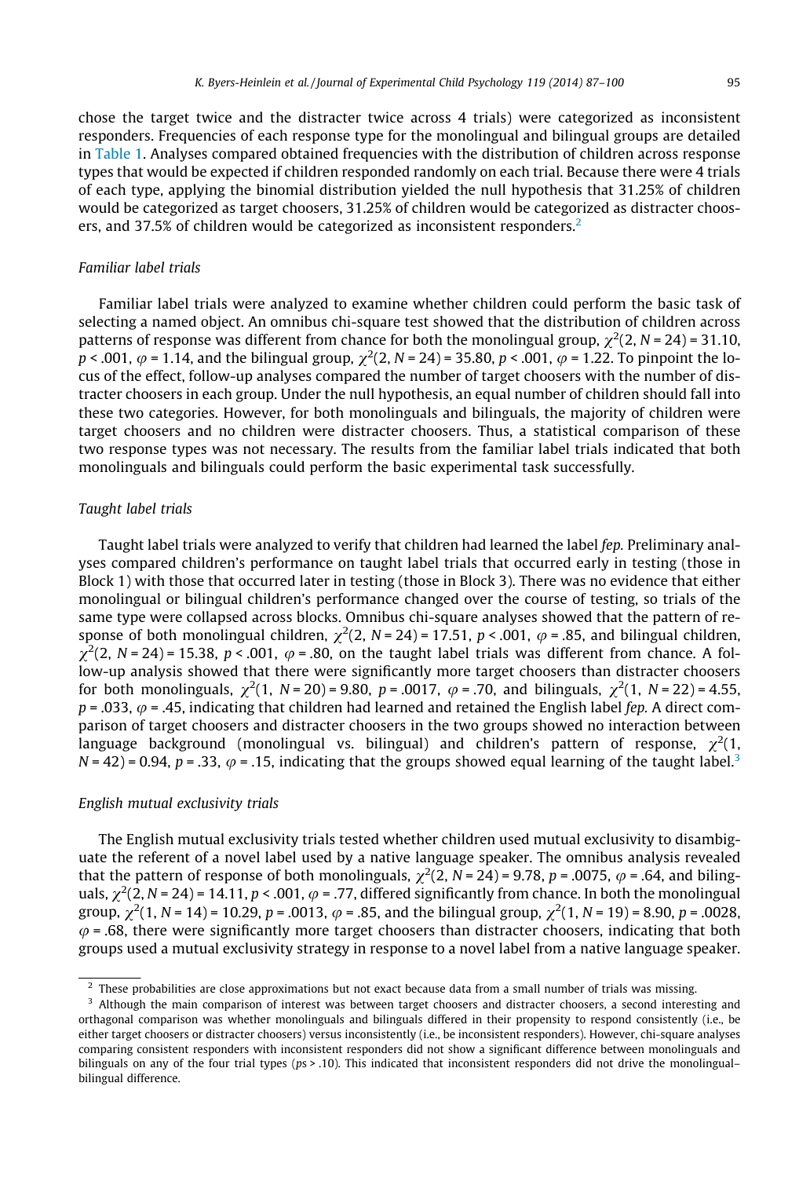chose the target twice and the distracter twice across 4 trials) were categorized as inconsistent responders. Frequencies of each response type for the monolingual and bilingual groups are detailed in Table 1. Analyses compared obtained frequencies with the distribution of children across response types that would be expected if children responded randomly on each trial. Because there were 4 trials of each type, applying the binomial distribution yielded the null hypothesis that 31.25% of children would be categorized as target choosers, 31.25% of children would be categorized as distracter choosers, and 37.5% of children would be categorized as inconsistent responders.[2]

### *Familiar label trials*

Familiar label trials were analyzed to examine whether children could perform the basic task of selecting a named object. An omnibus chi-square test showed that the distribution of children across patterns of response was different from chance for both the monolingual group, $\chi^2(2, N = 24) = 31.10$, $p < .001$, $\varphi = 1.14$, and the bilingual group, $\chi^2(2, N = 24) = 35.80$, $p < .001$, $\varphi = 1.22$. To pinpoint the locus of the effect, follow-up analyses compared the number of target choosers with the number of distracter choosers in each group. Under the null hypothesis, an equal number of children should fall into these two categories. However, for both monolinguals and bilinguals, the majority of children were target choosers and no children were distracter choosers. Thus, a statistical comparison of these two response types was not necessary. The results from the familiar label trials indicated that both monolinguals and bilinguals could perform the basic experimental task successfully.

### *Taught label trials*

Taught label trials were analyzed to verify that children had learned the label *fep*. Preliminary analyses compared children's performance on taught label trials that occurred early in testing (those in Block 1) with those that occurred later in testing (those in Block 3). There was no evidence that either monolingual or bilingual children's performance changed over the course of testing, so trials of the same type were collapsed across blocks. Omnibus chi-square analyses showed that the pattern of response of both monolingual children, $\chi^2(2, N = 24) = 17.51$, $p < .001$, $\varphi = .85$, and bilingual children, $\chi^2(2, N = 24) = 15.38$, $p < .001$, $\varphi = .80$, on the taught label trials was different from chance. A follow-up analysis showed that there were significantly more target choosers than distracter choosers for both monolinguals, $\chi^2(1, N = 20) = 9.80$, $p = .0017$, $\varphi = .70$, and bilinguals, $\chi^2(1, N = 22) = 4.55$, $p = .033$, $\varphi = .45$, indicating that children had learned and retained the English label *fep*. A direct comparison of target choosers and distracter choosers in the two groups showed no interaction between language background (monolingual vs. bilingual) and children's pattern of response, $\chi^2(1, N = 42) = 0.94$, $p = .33$, $\varphi = .15$, indicating that the groups showed equal learning of the taught label.[3]

### *English mutual exclusivity trials*

The English mutual exclusivity trials tested whether children used mutual exclusivity to disambiguate the referent of a novel label used by a native language speaker. The omnibus analysis revealed that the pattern of response of both monolinguals, $\chi^2(2, N = 24) = 9.78$, $p = .0075$, $\varphi = .64$, and bilinguals, $\chi^2(2, N = 24) = 14.11$, $p < .001$, $\varphi = .77$, differed significantly from chance. In both the monolingual group, $\chi^2(1, N = 14) = 10.29$, $p = .0013$, $\varphi = .85$, and the bilingual group, $\chi^2(1, N = 19) = 8.90$, $p = .0028$, $\varphi = .68$, there were significantly more target choosers than distracter choosers, indicating that both groups used a mutual exclusivity strategy in response to a novel label from a native language speaker.

---

[2] These probabilities are close approximations but not exact because data from a small number of trials was missing.

[3] Although the main comparison of interest was between target choosers and distracter choosers, a second interesting and orthogonal comparison was whether monolinguals and bilinguals differed in their propensity to respond consistently (i.e., be either target choosers or distracter choosers) versus inconsistently (i.e., be inconsistent responders). However, chi-square analyses comparing consistent responders with inconsistent responders did not show a significant difference between monolinguals and bilinguals on any of the four trial types ($ps > .10$). This indicated that inconsistent responders did not drive the monolingual–bilingual difference.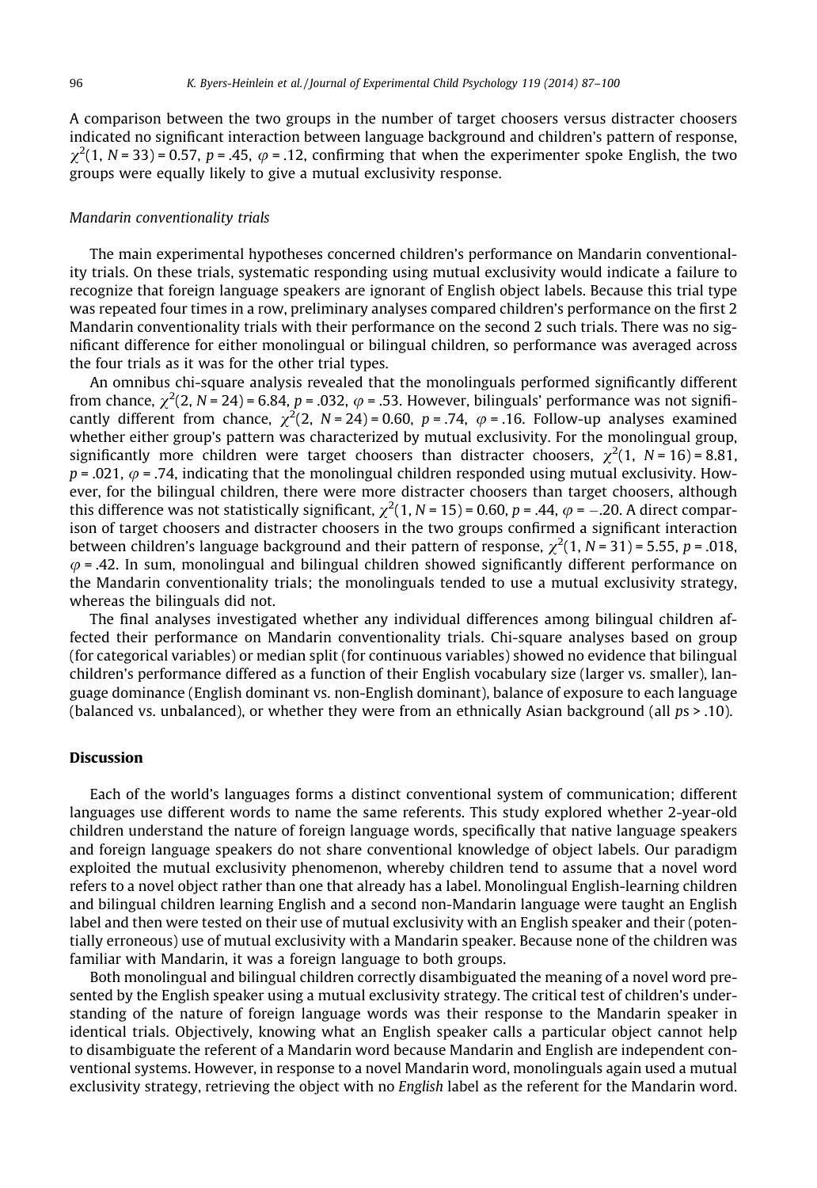A comparison between the two groups in the number of target choosers versus distracter choosers indicated no significant interaction between language background and children's pattern of response, $\chi^2(1, N = 33) = 0.57$, $p = .45$, $\varphi = .12$, confirming that when the experimenter spoke English, the two groups were equally likely to give a mutual exclusivity response.

*Mandarin conventionality trials*

The main experimental hypotheses concerned children's performance on Mandarin conventionality trials. On these trials, systematic responding using mutual exclusivity would indicate a failure to recognize that foreign language speakers are ignorant of English object labels. Because this trial type was repeated four times in a row, preliminary analyses compared children's performance on the first 2 Mandarin conventionality trials with their performance on the second 2 such trials. There was no significant difference for either monolingual or bilingual children, so performance was averaged across the four trials as it was for the other trial types.

An omnibus chi-square analysis revealed that the monolinguals performed significantly different from chance, $\chi^2(2, N = 24) = 6.84$, $p = .032$, $\varphi = .53$. However, bilinguals' performance was not significantly different from chance, $\chi^2(2, N = 24) = 0.60$, $p = .74$, $\varphi = .16$. Follow-up analyses examined whether either group's pattern was characterized by mutual exclusivity. For the monolingual group, significantly more children were target choosers than distracter choosers, $\chi^2(1, N = 16) = 8.81$, $p = .021$, $\varphi = .74$, indicating that the monolingual children responded using mutual exclusivity. However, for the bilingual children, there were more distracter choosers than target choosers, although this difference was not statistically significant, $\chi^2(1, N = 15) = 0.60$, $p = .44$, $\varphi = -.20$. A direct comparison of target choosers and distracter choosers in the two groups confirmed a significant interaction between children's language background and their pattern of response, $\chi^2(1, N = 31) = 5.55$, $p = .018$, $\varphi = .42$. In sum, monolingual and bilingual children showed significantly different performance on the Mandarin conventionality trials; the monolinguals tended to use a mutual exclusivity strategy, whereas the bilinguals did not.

The final analyses investigated whether any individual differences among bilingual children affected their performance on Mandarin conventionality trials. Chi-square analyses based on group (for categorical variables) or median split (for continuous variables) showed no evidence that bilingual children's performance differed as a function of their English vocabulary size (larger vs. smaller), language dominance (English dominant vs. non-English dominant), balance of exposure to each language (balanced vs. unbalanced), or whether they were from an ethnically Asian background (all $ps > .10$).

## Discussion

Each of the world's languages forms a distinct conventional system of communication; different languages use different words to name the same referents. This study explored whether 2-year-old children understand the nature of foreign language words, specifically that native language speakers and foreign language speakers do not share conventional knowledge of object labels. Our paradigm exploited the mutual exclusivity phenomenon, whereby children tend to assume that a novel word refers to a novel object rather than one that already has a label. Monolingual English-learning children and bilingual children learning English and a second non-Mandarin language were taught an English label and then were tested on their use of mutual exclusivity with an English speaker and their (potentially erroneous) use of mutual exclusivity with a Mandarin speaker. Because none of the children was familiar with Mandarin, it was a foreign language to both groups.

Both monolingual and bilingual children correctly disambiguated the meaning of a novel word presented by the English speaker using a mutual exclusivity strategy. The critical test of children's understanding of the nature of foreign language words was their response to the Mandarin speaker in identical trials. Objectively, knowing what an English speaker calls a particular object cannot help to disambiguate the referent of a Mandarin word because Mandarin and English are independent conventional systems. However, in response to a novel Mandarin word, monolinguals again used a mutual exclusivity strategy, retrieving the object with no *English* label as the referent for the Mandarin word.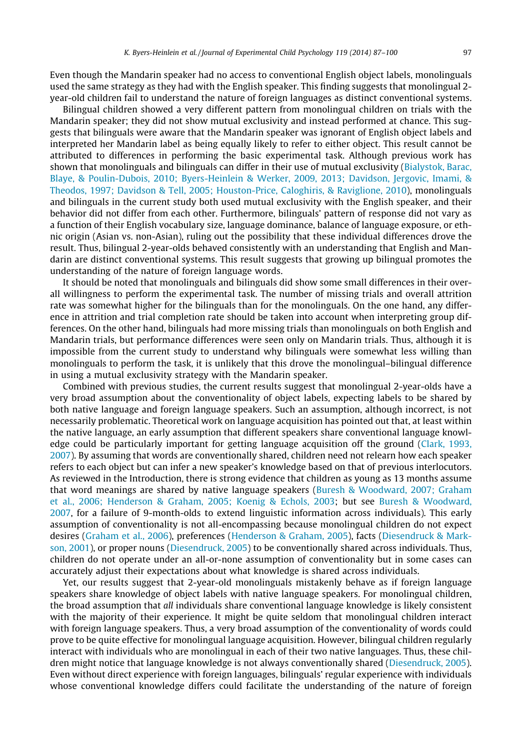Even though the Mandarin speaker had no access to conventional English object labels, monolinguals used the same strategy as they had with the English speaker. This finding suggests that monolingual 2-year-old children fail to understand the nature of foreign languages as distinct conventional systems.

Bilingual children showed a very different pattern from monolingual children on trials with the Mandarin speaker; they did not show mutual exclusivity and instead performed at chance. This suggests that bilinguals were aware that the Mandarin speaker was ignorant of English object labels and interpreted her Mandarin label as being equally likely to refer to either object. This result cannot be attributed to differences in performing the basic experimental task. Although previous work has shown that monolinguals and bilinguals can differ in their use of mutual exclusivity (Bialystok, Barac, Blaye, & Poulin-Dubois, 2010; Byers-Heinlein & Werker, 2009, 2013; Davidson, Jergovic, Imami, & Theodos, 1997; Davidson & Tell, 2005; Houston-Price, Caloghiris, & Raviglione, 2010), monolinguals and bilinguals in the current study both used mutual exclusivity with the English speaker, and their behavior did not differ from each other. Furthermore, bilinguals' pattern of response did not vary as a function of their English vocabulary size, language dominance, balance of language exposure, or ethnic origin (Asian vs. non-Asian), ruling out the possibility that these individual differences drove the result. Thus, bilingual 2-year-olds behaved consistently with an understanding that English and Mandarin are distinct conventional systems. This result suggests that growing up bilingual promotes the understanding of the nature of foreign language words.

It should be noted that monolinguals and bilinguals did show some small differences in their overall willingness to perform the experimental task. The number of missing trials and overall attrition rate was somewhat higher for the bilinguals than for the monolinguals. On the one hand, any difference in attrition and trial completion rate should be taken into account when interpreting group differences. On the other hand, bilinguals had more missing trials than monolinguals on both English and Mandarin trials, but performance differences were seen only on Mandarin trials. Thus, although it is impossible from the current study to understand why bilinguals were somewhat less willing than monolinguals to perform the task, it is unlikely that this drove the monolingual–bilingual difference in using a mutual exclusivity strategy with the Mandarin speaker.

Combined with previous studies, the current results suggest that monolingual 2-year-olds have a very broad assumption about the conventionality of object labels, expecting labels to be shared by both native language and foreign language speakers. Such an assumption, although incorrect, is not necessarily problematic. Theoretical work on language acquisition has pointed out that, at least within the native language, an early assumption that different speakers share conventional language knowledge could be particularly important for getting language acquisition off the ground (Clark, 1993, 2007). By assuming that words are conventionally shared, children need not relearn how each speaker refers to each object but can infer a new speaker's knowledge based on that of previous interlocutors. As reviewed in the Introduction, there is strong evidence that children as young as 13 months assume that word meanings are shared by native language speakers (Buresh & Woodward, 2007; Graham et al., 2006; Henderson & Graham, 2005; Koenig & Echols, 2003; but see Buresh & Woodward, 2007, for a failure of 9-month-olds to extend linguistic information across individuals). This early assumption of conventionality is not all-encompassing because monolingual children do not expect desires (Graham et al., 2006), preferences (Henderson & Graham, 2005), facts (Diesendruck & Markson, 2001), or proper nouns (Diesendruck, 2005) to be conventionally shared across individuals. Thus, children do not operate under an all-or-none assumption of conventionality but in some cases can accurately adjust their expectations about what knowledge is shared across individuals.

Yet, our results suggest that 2-year-old monolinguals mistakenly behave as if foreign language speakers share knowledge of object labels with native language speakers. For monolingual children, the broad assumption that *all* individuals share conventional language knowledge is likely consistent with the majority of their experience. It might be quite seldom that monolingual children interact with foreign language speakers. Thus, a very broad assumption of the conventionality of words could prove to be quite effective for monolingual language acquisition. However, bilingual children regularly interact with individuals who are monolingual in each of their two native languages. Thus, these children might notice that language knowledge is not always conventionally shared (Diesendruck, 2005). Even without direct experience with foreign languages, bilinguals' regular experience with individuals whose conventional knowledge differs could facilitate the understanding of the nature of foreign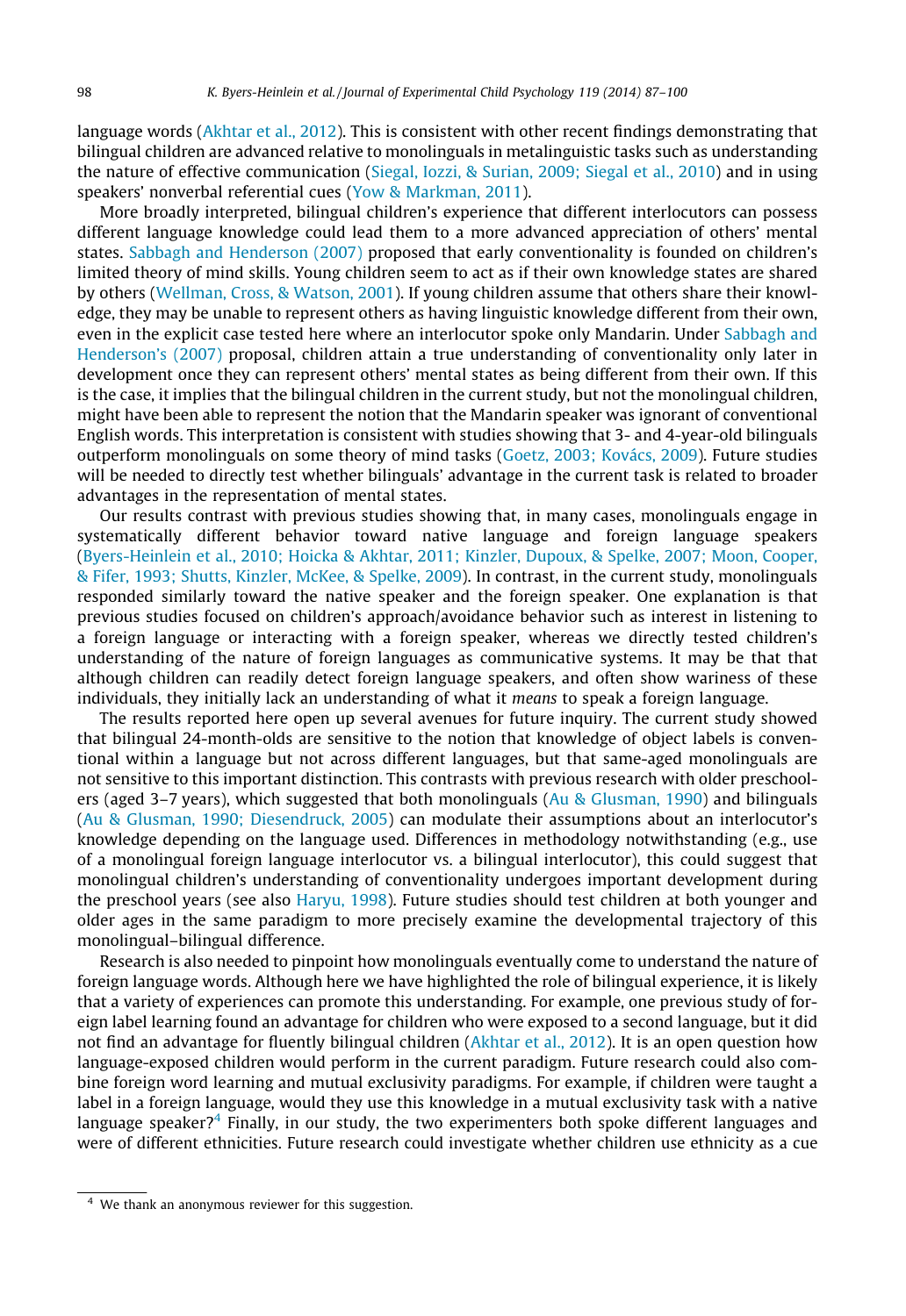language words (Akhtar et al., 2012). This is consistent with other recent findings demonstrating that bilingual children are advanced relative to monolinguals in metalinguistic tasks such as understanding the nature of effective communication (Siegal, Iozzi, & Surian, 2009; Siegal et al., 2010) and in using speakers' nonverbal referential cues (Yow & Markman, 2011).

More broadly interpreted, bilingual children's experience that different interlocutors can possess different language knowledge could lead them to a more advanced appreciation of others' mental states. Sabbagh and Henderson (2007) proposed that early conventionality is founded on children's limited theory of mind skills. Young children seem to act as if their own knowledge states are shared by others (Wellman, Cross, & Watson, 2001). If young children assume that others share their knowledge, they may be unable to represent others as having linguistic knowledge different from their own, even in the explicit case tested here where an interlocutor spoke only Mandarin. Under Sabbagh and Henderson's (2007) proposal, children attain a true understanding of conventionality only later in development once they can represent others' mental states as being different from their own. If this is the case, it implies that the bilingual children in the current study, but not the monolingual children, might have been able to represent the notion that the Mandarin speaker was ignorant of conventional English words. This interpretation is consistent with studies showing that 3- and 4-year-old bilinguals outperform monolinguals on some theory of mind tasks (Goetz, 2003; Kovács, 2009). Future studies will be needed to directly test whether bilinguals' advantage in the current task is related to broader advantages in the representation of mental states.

Our results contrast with previous studies showing that, in many cases, monolinguals engage in systematically different behavior toward native language and foreign language speakers (Byers-Heinlein et al., 2010; Hoicka & Akhtar, 2011; Kinzler, Dupoux, & Spelke, 2007; Moon, Cooper, & Fifer, 1993; Shutts, Kinzler, McKee, & Spelke, 2009). In contrast, in the current study, monolinguals responded similarly toward the native speaker and the foreign speaker. One explanation is that previous studies focused on children's approach/avoidance behavior such as interest in listening to a foreign language or interacting with a foreign speaker, whereas we directly tested children's understanding of the nature of foreign languages as communicative systems. It may be that that although children can readily detect foreign language speakers, and often show wariness of these individuals, they initially lack an understanding of what it *means* to speak a foreign language.

The results reported here open up several avenues for future inquiry. The current study showed that bilingual 24-month-olds are sensitive to the notion that knowledge of object labels is conventional within a language but not across different languages, but that same-aged monolinguals are not sensitive to this important distinction. This contrasts with previous research with older preschoolers (aged 3–7 years), which suggested that both monolinguals (Au & Glusman, 1990) and bilinguals (Au & Glusman, 1990; Diesendruck, 2005) can modulate their assumptions about an interlocutor's knowledge depending on the language used. Differences in methodology notwithstanding (e.g., use of a monolingual foreign language interlocutor vs. a bilingual interlocutor), this could suggest that monolingual children's understanding of conventionality undergoes important development during the preschool years (see also Haryu, 1998). Future studies should test children at both younger and older ages in the same paradigm to more precisely examine the developmental trajectory of this monolingual–bilingual difference.

Research is also needed to pinpoint how monolinguals eventually come to understand the nature of foreign language words. Although here we have highlighted the role of bilingual experience, it is likely that a variety of experiences can promote this understanding. For example, one previous study of foreign label learning found an advantage for children who were exposed to a second language, but it did not find an advantage for fluently bilingual children (Akhtar et al., 2012). It is an open question how language-exposed children would perform in the current paradigm. Future research could also combine foreign word learning and mutual exclusivity paradigms. For example, if children were taught a label in a foreign language, would they use this knowledge in a mutual exclusivity task with a native language speaker?[4] Finally, in our study, the two experimenters both spoke different languages and were of different ethnicities. Future research could investigate whether children use ethnicity as a cue

[4] We thank an anonymous reviewer for this suggestion.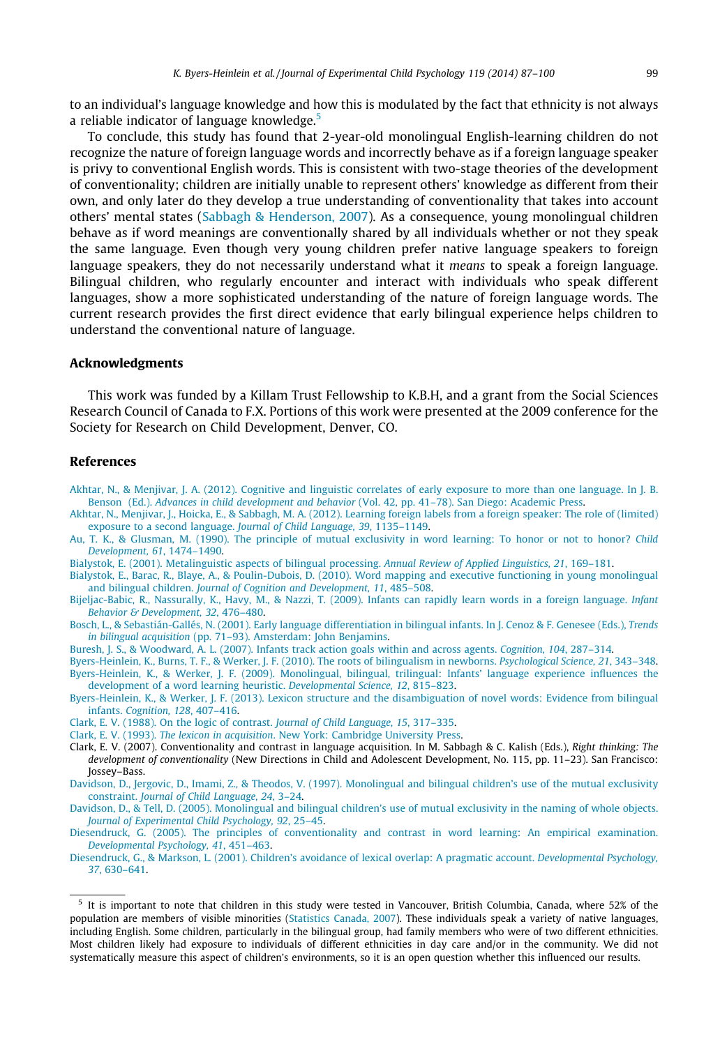to an individual's language knowledge and how this is modulated by the fact that ethnicity is not always a reliable indicator of language knowledge.[5]

To conclude, this study has found that 2-year-old monolingual English-learning children do not recognize the nature of foreign language words and incorrectly behave as if a foreign language speaker is privy to conventional English words. This is consistent with two-stage theories of the development of conventionality; children are initially unable to represent others' knowledge as different from their own, and only later do they develop a true understanding of conventionality that takes into account others' mental states (Sabbagh & Henderson, 2007). As a consequence, young monolingual children behave as if word meanings are conventionally shared by all individuals whether or not they speak the same language. Even though very young children prefer native language speakers to foreign language speakers, they do not necessarily understand what it *means* to speak a foreign language. Bilingual children, who regularly encounter and interact with individuals who speak different languages, show a more sophisticated understanding of the nature of foreign language words. The current research provides the first direct evidence that early bilingual experience helps children to understand the conventional nature of language.

## Acknowledgments

This work was funded by a Killam Trust Fellowship to K.B.H, and a grant from the Social Sciences Research Council of Canada to F.X. Portions of this work were presented at the 2009 conference for the Society for Research on Child Development, Denver, CO.

## References

Akhtar, N., & Menjivar, J. A. (2012). Cognitive and linguistic correlates of early exposure to more than one language. In J. B. Benson (Ed.), *Advances in child development and behavior* (Vol. 42, pp. 41–78). San Diego: Academic Press.

Akhtar, N., Menjivar, J., Hoicka, E., & Sabbagh, M. A. (2012). Learning foreign labels from a foreign speaker: The role of (limited) exposure to a second language. *Journal of Child Language, 39*, 1135–1149.

Au, T. K., & Glusman, M. (1990). The principle of mutual exclusivity in word learning: To honor or not to honor? *Child Development, 61*, 1474–1490.

Bialystok, E. (2001). Metalinguistic aspects of bilingual processing. *Annual Review of Applied Linguistics, 21*, 169–181.

Bialystok, E., Barac, R., Blaye, A., & Poulin-Dubois, D. (2010). Word mapping and executive functioning in young monolingual and bilingual children. *Journal of Cognition and Development, 11*, 485–508.

Bijeljac-Babic, R., Nassurally, K., Havy, M., & Nazzi, T. (2009). Infants can rapidly learn words in a foreign language. *Infant Behavior & Development, 32*, 476–480.

Bosch, L., & Sebastián-Gallés, N. (2001). Early language differentiation in bilingual infants. In J. Cenoz & F. Genesee (Eds.), *Trends in bilingual acquisition* (pp. 71–93). Amsterdam: John Benjamins.

Buresh, J. S., & Woodward, A. L. (2007). Infants track action goals within and across agents. *Cognition, 104*, 287–314.

Byers-Heinlein, K., Burns, T. F., & Werker, J. F. (2010). The roots of bilingualism in newborns. *Psychological Science, 21*, 343–348.

Byers-Heinlein, K., & Werker, J. F. (2009). Monolingual, bilingual, trilingual: Infants' language experience influences the development of a word learning heuristic. *Developmental Science, 12*, 815–823.

Byers-Heinlein, K., & Werker, J. F. (2013). Lexicon structure and the disambiguation of novel words: Evidence from bilingual infants. *Cognition, 128*, 407–416.

Clark, E. V. (1988). On the logic of contrast. *Journal of Child Language, 15*, 317–335.

Clark, E. V. (1993). *The lexicon in acquisition*. New York: Cambridge University Press.

Clark, E. V. (2007). Conventionality and contrast in language acquisition. In M. Sabbagh & C. Kalish (Eds.), *Right thinking: The development of conventionality* (New Directions in Child and Adolescent Development, No. 115, pp. 11–23). San Francisco: Jossey–Bass.

Davidson, D., Jergovic, D., Imami, Z., & Theodos, V. (1997). Monolingual and bilingual children's use of the mutual exclusivity constraint. *Journal of Child Language, 24*, 3–24.

Davidson, D., & Tell, D. (2005). Monolingual and bilingual children's use of mutual exclusivity in the naming of whole objects. *Journal of Experimental Child Psychology, 92*, 25–45.

Diesendruck, G. (2005). The principles of conventionality and contrast in word learning: An empirical examination. *Developmental Psychology, 41*, 451–463.

Diesendruck, G., & Markson, L. (2001). Children's avoidance of lexical overlap: A pragmatic account. *Developmental Psychology, 37*, 630–641.

---

[5] It is important to note that children in this study were tested in Vancouver, British Columbia, Canada, where 52% of the population are members of visible minorities (Statistics Canada, 2007). These individuals speak a variety of native languages, including English. Some children, particularly in the bilingual group, had family members who were of two different ethnicities. Most children likely had exposure to individuals of different ethnicities in day care and/or in the community. We did not systematically measure this aspect of children's environments, so it is an open question whether this influenced our results.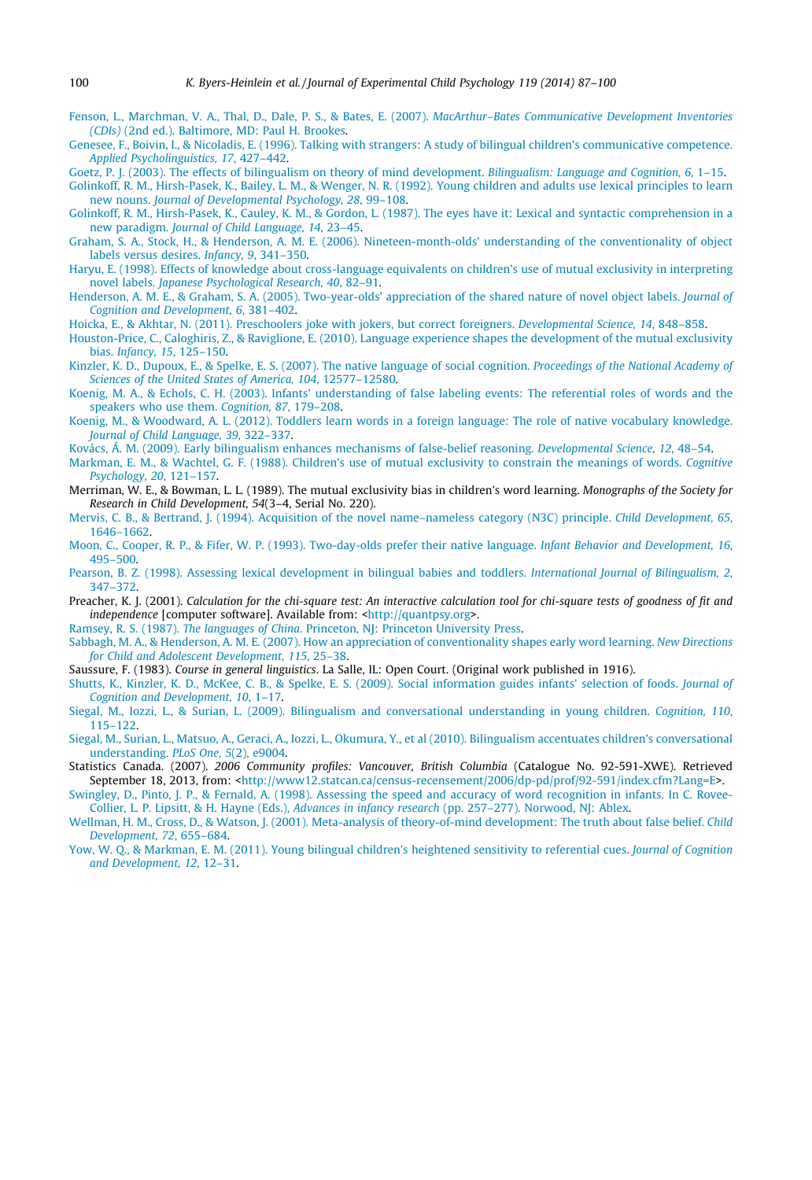Fenson, L., Marchman, V. A., Thal, D., Dale, P. S., & Bates, E. (2007). *MacArthur–Bates Communicative Development Inventories (CDIs)* (2nd ed.). Baltimore, MD: Paul H. Brookes.

Genesee, F., Boivin, I., & Nicoladis, E. (1996). Talking with strangers: A study of bilingual children's communicative competence. *Applied Psycholinguistics, 17*, 427–442.

Goetz, P. J. (2003). The effects of bilingualism on theory of mind development. *Bilingualism: Language and Cognition, 6*, 1–15.

Golinkoff, R. M., Hirsh-Pasek, K., Bailey, L. M., & Wenger, N. R. (1992). Young children and adults use lexical principles to learn new nouns. *Journal of Developmental Psychology, 28*, 99–108.

Golinkoff, R. M., Hirsh-Pasek, K., Cauley, K. M., & Gordon, L. (1987). The eyes have it: Lexical and syntactic comprehension in a new paradigm. *Journal of Child Language, 14*, 23–45.

Graham, S. A., Stock, H., & Henderson, A. M. E. (2006). Nineteen-month-olds' understanding of the conventionality of object labels versus desires. *Infancy, 9*, 341–350.

Haryu, E. (1998). Effects of knowledge about cross-language equivalents on children's use of mutual exclusivity in interpreting novel labels. *Japanese Psychological Research, 40*, 82–91.

Henderson, A. M. E., & Graham, S. A. (2005). Two-year-olds' appreciation of the shared nature of novel object labels. *Journal of Cognition and Development, 6*, 381–402.

Hoicka, E., & Akhtar, N. (2011). Preschoolers joke with jokers, but correct foreigners. *Developmental Science, 14*, 848–858.

Houston-Price, C., Caloghiris, Z., & Raviglione, E. (2010). Language experience shapes the development of the mutual exclusivity bias. *Infancy, 15*, 125–150.

Kinzler, K. D., Dupoux, E., & Spelke, E. S. (2007). The native language of social cognition. *Proceedings of the National Academy of Sciences of the United States of America, 104*, 12577–12580.

Koenig, M. A., & Echols, C. H. (2003). Infants' understanding of false labeling events: The referential roles of words and the speakers who use them. *Cognition, 87*, 179–208.

Koenig, M. A., & Woodward, A. L. (2012). Toddlers learn words in a foreign language: The role of native vocabulary knowledge. *Journal of Child Language, 39*, 322–337.

Kovács, Á. M. (2009). Early bilingualism enhances mechanisms of false-belief reasoning. *Developmental Science, 12*, 48–54.

Markman, E. M., & Wachtel, G. F. (1988). Children's use of mutual exclusivity to constrain the meanings of words. *Cognitive Psychology, 20*, 121–157.

Merriman, W. E., & Bowman, L. L. (1989). The mutual exclusivity bias in children's word learning. *Monographs of the Society for Research in Child Development, 54*(3–4, Serial No. 220).

Mervis, C. B., & Bertrand, J. (1994). Acquisition of the novel name–nameless category (N3C) principle. *Child Development, 65*, 1646–1662.

Moon, C., Cooper, R. P., & Fifer, W. P. (1993). Two-day-olds prefer their native language. *Infant Behavior and Development, 16*, 495–500.

Pearson, B. Z. (1998). Assessing lexical development in bilingual babies and toddlers. *International Journal of Bilingualism, 2*, 347–372.

Preacher, K. J. (2001). *Calculation for the chi-square test: An interactive calculation tool for chi-square tests of goodness of fit and independence* [computer software]. Available from: <http://quantpsy.org>.

Ramsey, R. S. (1987). *The languages of China*. Princeton, NJ: Princeton University Press.

Sabbagh, M. A., & Henderson, A. M. E. (2007). How an appreciation of conventionality shapes early word learning. *New Directions for Child and Adolescent Development, 115*, 25–38.

Saussure, F. (1983). *Course in general linguistics*. La Salle, IL: Open Court. (Original work published in 1916).

Shutts, K., Kinzler, K. D., McKee, C. B., & Spelke, E. S. (2009). Social information guides infants' selection of foods. *Journal of Cognition and Development, 10*, 1–17.

Siegal, M., Iozzi, L., & Surian, L. (2009). Bilingualism and conversational understanding in young children. *Cognition, 110*, 115–122.

Siegal, M., Surian, L., Matsuo, A., Geraci, A., Iozzi, L., Okumura, Y., et al (2010). Bilingualism accentuates children's conversational understanding. *PLoS One, 5*(2), e9004.

Statistics Canada. (2007). *2006 Community profiles: Vancouver, British Columbia* (Catalogue No. 92-591-XWE). Retrieved September 18, 2013, from: <http://www12.statcan.ca/census-recensement/2006/dp-pd/prof/92-591/index.cfm?Lang=E>.

Swingley, D., Pinto, J. P., & Fernald, A. (1998). Assessing the speed and accuracy of word recognition in infants. In C. Rovee-Collier, L. P. Lipsitt, & H. Hayne (Eds.), *Advances in infancy research* (pp. 257–277). Norwood, NJ: Ablex.

Wellman, H. M., Cross, D., & Watson, J. (2001). Meta-analysis of theory-of-mind development: The truth about false belief. *Child Development, 72*, 655–684.

Yow, W. Q., & Markman, E. M. (2011). Young bilingual children's heightened sensitivity to referential cues. *Journal of Cognition and Development, 12*, 12–31.